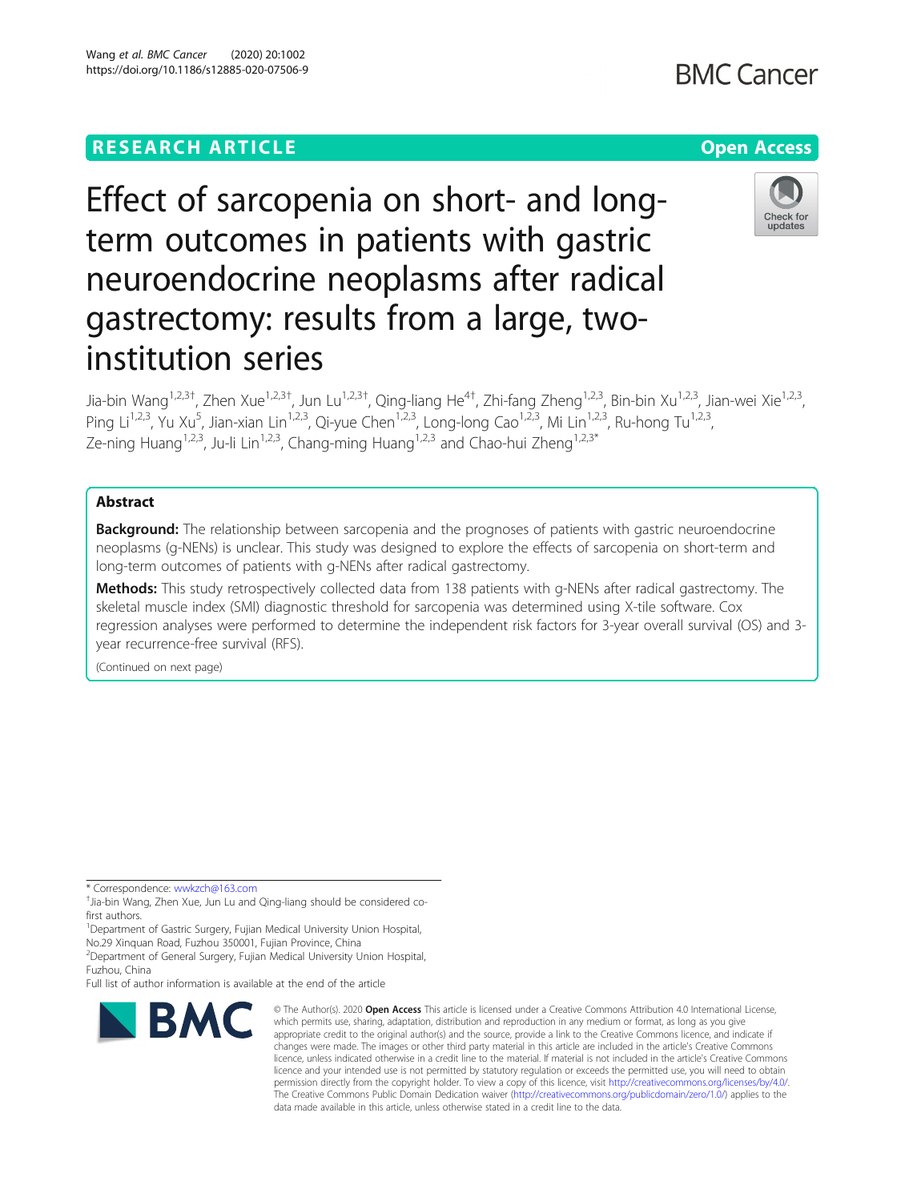RESEARCH ARTICLE

Open Access

# Effect of sarcopenia on short- and long-term outcomes in patients with gastric neuroendocrine neoplasms after radical gastrectomy: results from a large, two-institution series

Jia-bin Wang[1,2,3†], Zhen Xue[1,2,3†], Jun Lu[1,2,3†], Qing-liang He[4†], Zhi-fang Zheng[1,2,3], Bin-bin Xu[1,2,3], Jian-wei Xie[1,2,3], Ping Li[1,2,3], Yu Xu[5], Jian-xian Lin[1,2,3], Qi-yue Chen[1,2,3], Long-long Cao[1,2,3], Mi Lin[1,2,3], Ru-hong Tu[1,2,3], Ze-ning Huang[1,2,3], Ju-li Lin[1,2,3], Chang-ming Huang[1,2,3] and Chao-hui Zheng[1,2,3*]

## Abstract

**Background:** The relationship between sarcopenia and the prognoses of patients with gastric neuroendocrine neoplasms (g-NENs) is unclear. This study was designed to explore the effects of sarcopenia on short-term and long-term outcomes of patients with g-NENs after radical gastrectomy.

**Methods:** This study retrospectively collected data from 138 patients with g-NENs after radical gastrectomy. The skeletal muscle index (SMI) diagnostic threshold for sarcopenia was determined using X-tile software. Cox regression analyses were performed to determine the independent risk factors for 3-year overall survival (OS) and 3-year recurrence-free survival (RFS).

(Continued on next page)

\* Correspondence: wwkzch@163.com

†Jia-bin Wang, Zhen Xue, Jun Lu and Qing-liang He should be considered co-first authors.

[1]Department of Gastric Surgery, Fujian Medical University Union Hospital, No.29 Xinquan Road, Fuzhou 350001, Fujian Province, China

[2]Department of General Surgery, Fujian Medical University Union Hospital, Fuzhou, China

Full list of author information is available at the end of the article

© The Author(s). 2020 **Open Access** This article is licensed under a Creative Commons Attribution 4.0 International License, which permits use, sharing, adaptation, distribution and reproduction in any medium or format, as long as you give appropriate credit to the original author(s) and the source, provide a link to the Creative Commons licence, and indicate if changes were made. The images or other third party material in this article are included in the article's Creative Commons licence, unless indicated otherwise in a credit line to the material. If material is not included in the article's Creative Commons licence and your intended use is not permitted by statutory regulation or exceeds the permitted use, you will need to obtain permission directly from the copyright holder. To view a copy of this licence, visit http://creativecommons.org/licenses/by/4.0/. The Creative Commons Public Domain Dedication waiver (http://creativecommons.org/publicdomain/zero/1.0/) applies to the data made available in this article, unless otherwise stated in a credit line to the data.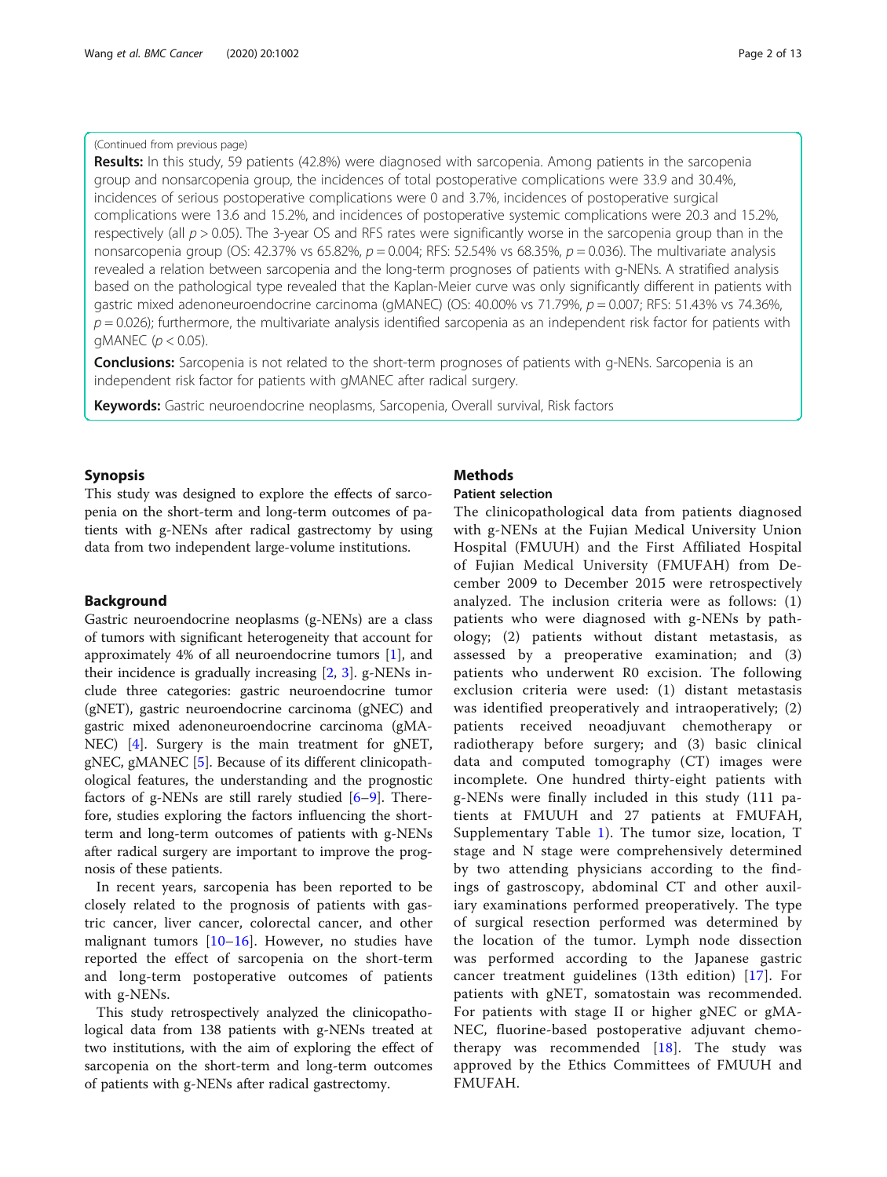(Continued from previous page)

**Results:** In this study, 59 patients (42.8%) were diagnosed with sarcopenia. Among patients in the sarcopenia group and nonsarcopenia group, the incidences of total postoperative complications were 33.9 and 30.4%, incidences of serious postoperative complications were 0 and 3.7%, incidences of postoperative surgical complications were 13.6 and 15.2%, and incidences of postoperative systemic complications were 20.3 and 15.2%, respectively (all $p > 0.05$). The 3-year OS and RFS rates were significantly worse in the sarcopenia group than in the nonsarcopenia group (OS: 42.37% vs 65.82%, $p = 0.004$; RFS: 52.54% vs 68.35%, $p = 0.036$). The multivariate analysis revealed a relation between sarcopenia and the long-term prognoses of patients with g-NENs. A stratified analysis based on the pathological type revealed that the Kaplan-Meier curve was only significantly different in patients with gastric mixed adenoneuroendocrine carcinoma (gMANEC) (OS: 40.00% vs 71.79%, $p = 0.007$; RFS: 51.43% vs 74.36%, $p = 0.026$); furthermore, the multivariate analysis identified sarcopenia as an independent risk factor for patients with gMANEC ($p < 0.05$).

**Conclusions:** Sarcopenia is not related to the short-term prognoses of patients with g-NENs. Sarcopenia is an independent risk factor for patients with gMANEC after radical surgery.

**Keywords:** Gastric neuroendocrine neoplasms, Sarcopenia, Overall survival, Risk factors

## Synopsis

This study was designed to explore the effects of sarcopenia on the short-term and long-term outcomes of patients with g-NENs after radical gastrectomy by using data from two independent large-volume institutions.

## Background

Gastric neuroendocrine neoplasms (g-NENs) are a class of tumors with significant heterogeneity that account for approximately 4% of all neuroendocrine tumors [1], and their incidence is gradually increasing [2, 3]. g-NENs include three categories: gastric neuroendocrine tumor (gNET), gastric neuroendocrine carcinoma (gNEC) and gastric mixed adenoneuroendocrine carcinoma (gMANEC) [4]. Surgery is the main treatment for gNET, gNEC, gMANEC [5]. Because of its different clinicopathological features, the understanding and the prognostic factors of g-NENs are still rarely studied [6–9]. Therefore, studies exploring the factors influencing the short-term and long-term outcomes of patients with g-NENs after radical surgery are important to improve the prognosis of these patients.

In recent years, sarcopenia has been reported to be closely related to the prognosis of patients with gastric cancer, liver cancer, colorectal cancer, and other malignant tumors [10–16]. However, no studies have reported the effect of sarcopenia on the short-term and long-term postoperative outcomes of patients with g-NENs.

This study retrospectively analyzed the clinicopathological data from 138 patients with g-NENs treated at two institutions, with the aim of exploring the effect of sarcopenia on the short-term and long-term outcomes of patients with g-NENs after radical gastrectomy.

## Methods

### Patient selection

The clinicopathological data from patients diagnosed with g-NENs at the Fujian Medical University Union Hospital (FMUUH) and the First Affiliated Hospital of Fujian Medical University (FMUFAH) from December 2009 to December 2015 were retrospectively analyzed. The inclusion criteria were as follows: (1) patients who were diagnosed with g-NENs by pathology; (2) patients without distant metastasis, as assessed by a preoperative examination; and (3) patients who underwent R0 excision. The following exclusion criteria were used: (1) distant metastasis was identified preoperatively and intraoperatively; (2) patients received neoadjuvant chemotherapy or radiotherapy before surgery; and (3) basic clinical data and computed tomography (CT) images were incomplete. One hundred thirty-eight patients with g-NENs were finally included in this study (111 patients at FMUUH and 27 patients at FMUFAH, Supplementary Table 1). The tumor size, location, T stage and N stage were comprehensively determined by two attending physicians according to the findings of gastroscopy, abdominal CT and other auxiliary examinations performed preoperatively. The type of surgical resection performed was determined by the location of the tumor. Lymph node dissection was performed according to the Japanese gastric cancer treatment guidelines (13th edition) [17]. For patients with gNET, somatostain was recommended. For patients with stage II or higher gNEC or gMANEC, fluorine-based postoperative adjuvant chemotherapy was recommended [18]. The study was approved by the Ethics Committees of FMUUH and FMUFAH.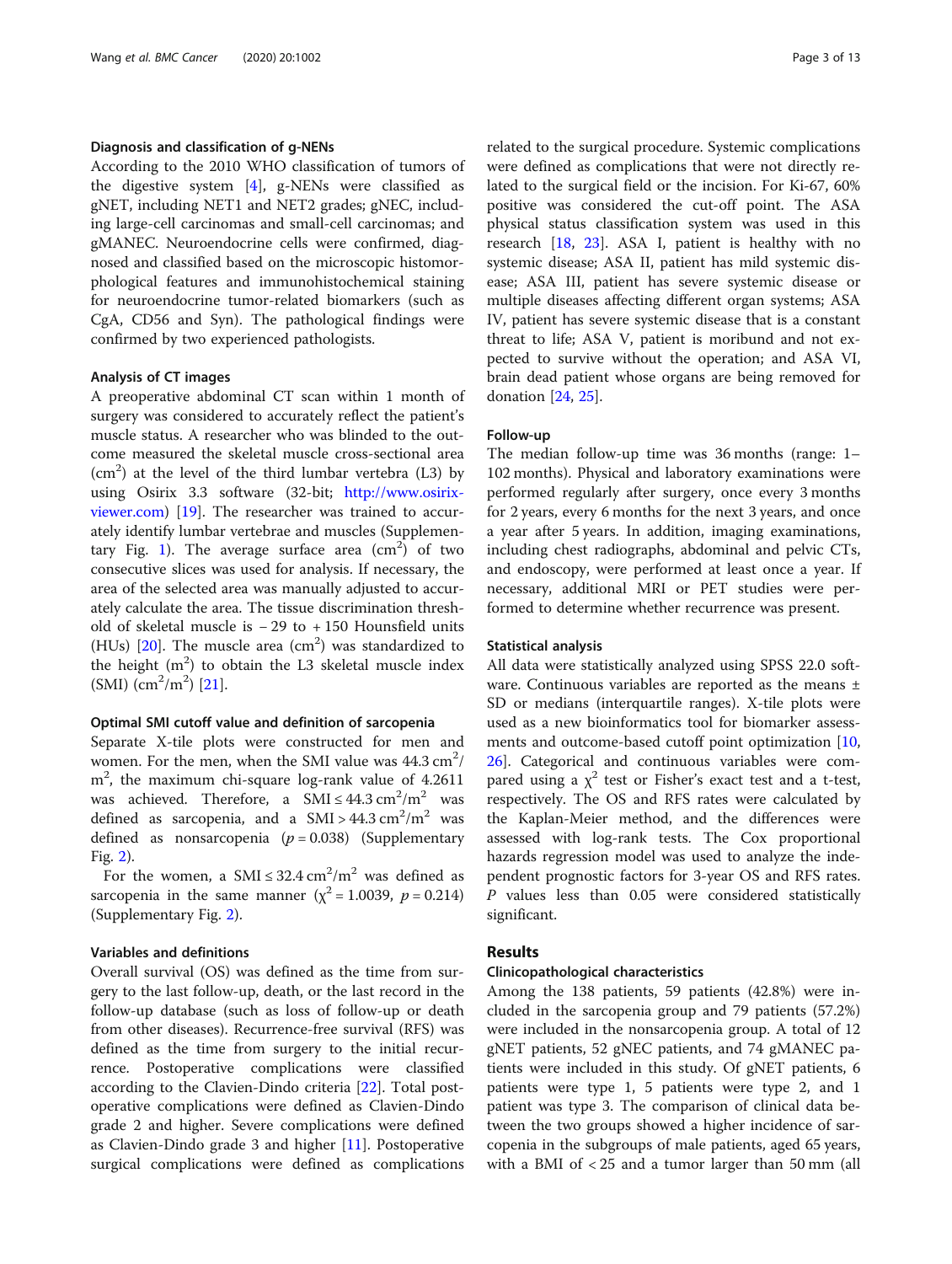### Diagnosis and classification of g-NENs

According to the 2010 WHO classification of tumors of the digestive system [4], g-NENs were classified as gNET, including NET1 and NET2 grades; gNEC, including large-cell carcinomas and small-cell carcinomas; and gMANEC. Neuroendocrine cells were confirmed, diagnosed and classified based on the microscopic histomorphological features and immunohistochemical staining for neuroendocrine tumor-related biomarkers (such as CgA, CD56 and Syn). The pathological findings were confirmed by two experienced pathologists.

### Analysis of CT images

A preoperative abdominal CT scan within 1 month of surgery was considered to accurately reflect the patient's muscle status. A researcher who was blinded to the outcome measured the skeletal muscle cross-sectional area ($cm^2$) at the level of the third lumbar vertebra (L3) by using Osirix 3.3 software (32-bit; http://www.osirix-viewer.com) [19]. The researcher was trained to accurately identify lumbar vertebrae and muscles (Supplementary Fig. 1). The average surface area ($cm^2$) of two consecutive slices was used for analysis. If necessary, the area of the selected area was manually adjusted to accurately calculate the area. The tissue discrimination threshold of skeletal muscle is − 29 to + 150 Hounsfield units (HUs) [20]. The muscle area ($cm^2$) was standardized to the height ($m^2$) to obtain the L3 skeletal muscle index (SMI) ($cm^2/m^2$) [21].

### Optimal SMI cutoff value and definition of sarcopenia

Separate X-tile plots were constructed for men and women. For the men, when the SMI value was 44.3 $cm^2/m^2$, the maximum chi-square log-rank value of 4.2611 was achieved. Therefore, a SMI ≤ 44.3 $cm^2/m^2$ was defined as sarcopenia, and a SMI > 44.3 $cm^2/m^2$ was defined as nonsarcopenia ($p = 0.038$) (Supplementary Fig. 2).

For the women, a SMI ≤ 32.4 $cm^2/m^2$ was defined as sarcopenia in the same manner ($\chi^2 = 1.0039$, $p = 0.214$) (Supplementary Fig. 2).

### Variables and definitions

Overall survival (OS) was defined as the time from surgery to the last follow-up, death, or the last record in the follow-up database (such as loss of follow-up or death from other diseases). Recurrence-free survival (RFS) was defined as the time from surgery to the initial recurrence. Postoperative complications were classified according to the Clavien-Dindo criteria [22]. Total postoperative complications were defined as Clavien-Dindo grade 2 and higher. Severe complications were defined as Clavien-Dindo grade 3 and higher [11]. Postoperative surgical complications were defined as complications related to the surgical procedure. Systemic complications were defined as complications that were not directly related to the surgical field or the incision. For Ki-67, 60% positive was considered the cut-off point. The ASA physical status classification system was used in this research [18, 23]. ASA I, patient is healthy with no systemic disease; ASA II, patient has mild systemic disease; ASA III, patient has severe systemic disease or multiple diseases affecting different organ systems; ASA IV, patient has severe systemic disease that is a constant threat to life; ASA V, patient is moribund and not expected to survive without the operation; and ASA VI, brain dead patient whose organs are being removed for donation [24, 25].

### Follow-up

The median follow-up time was 36 months (range: 1–102 months). Physical and laboratory examinations were performed regularly after surgery, once every 3 months for 2 years, every 6 months for the next 3 years, and once a year after 5 years. In addition, imaging examinations, including chest radiographs, abdominal and pelvic CTs, and endoscopy, were performed at least once a year. If necessary, additional MRI or PET studies were performed to determine whether recurrence was present.

### Statistical analysis

All data were statistically analyzed using SPSS 22.0 software. Continuous variables are reported as the means ± SD or medians (interquartile ranges). X-tile plots were used as a new bioinformatics tool for biomarker assessments and outcome-based cutoff point optimization [10, 26]. Categorical and continuous variables were compared using a $\chi^2$ test or Fisher's exact test and a t-test, respectively. The OS and RFS rates were calculated by the Kaplan-Meier method, and the differences were assessed with log-rank tests. The Cox proportional hazards regression model was used to analyze the independent prognostic factors for 3-year OS and RFS rates. $P$ values less than 0.05 were considered statistically significant.

## Results

### Clinicopathological characteristics

Among the 138 patients, 59 patients (42.8%) were included in the sarcopenia group and 79 patients (57.2%) were included in the nonsarcopenia group. A total of 12 gNET patients, 52 gNEC patients, and 74 gMANEC patients were included in this study. Of gNET patients, 6 patients were type 1, 5 patients were type 2, and 1 patient was type 3. The comparison of clinical data between the two groups showed a higher incidence of sarcopenia in the subgroups of male patients, aged 65 years, with a BMI of < 25 and a tumor larger than 50 mm (all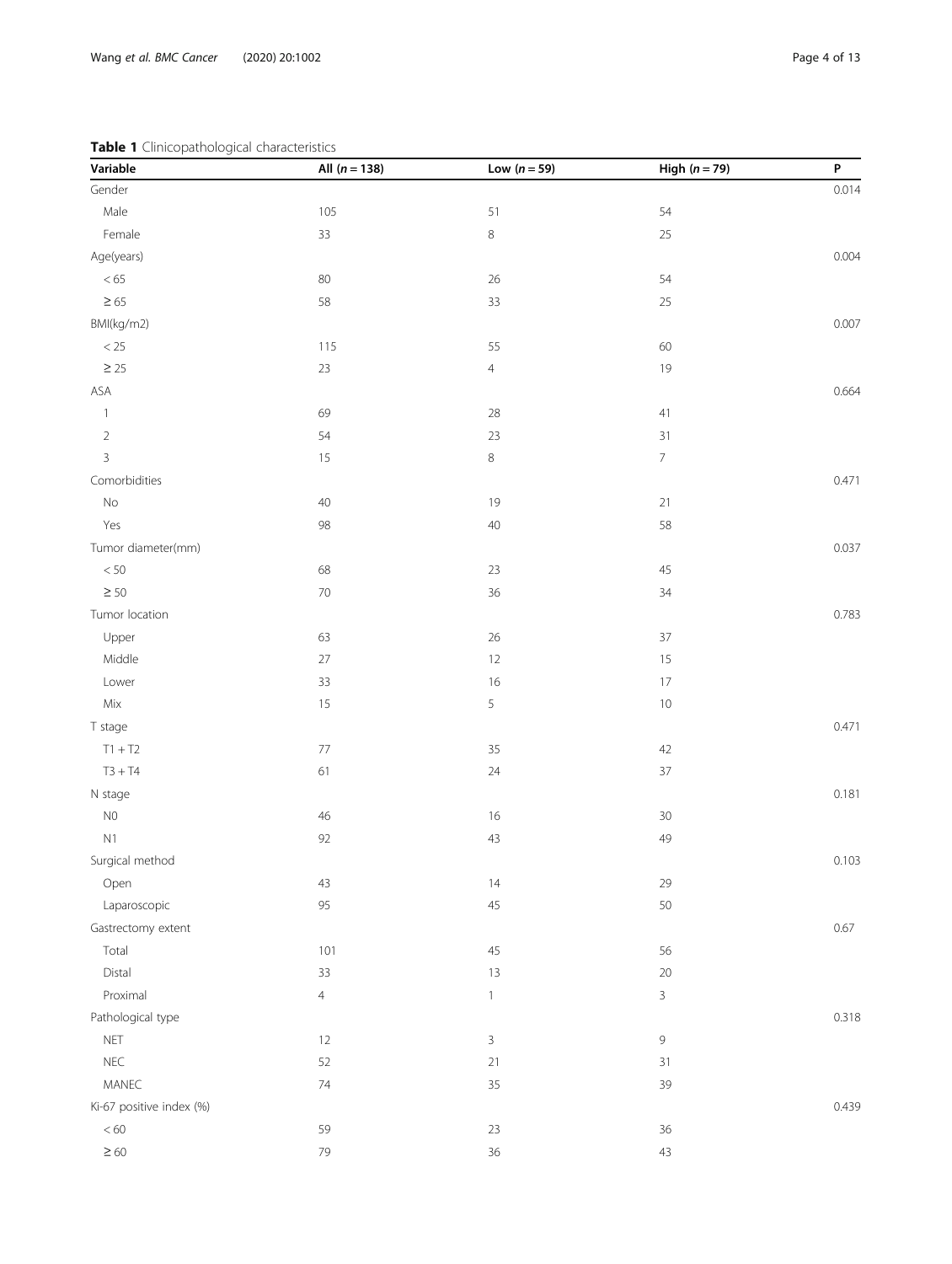**Table 1** Clinicopathological characteristics

| Variable | All ($n = 138$) | Low ($n = 59$) | High ($n = 79$) | P |
|---|---|---|---|---|
| Gender | | | | 0.014 |
| Male | 105 | 51 | 54 | |
| Female | 33 | 8 | 25 | |
| Age(years) | | | | 0.004 |
| < 65 | 80 | 26 | 54 | |
| ≥ 65 | 58 | 33 | 25 | |
| BMI(kg/m2) | | | | 0.007 |
| < 25 | 115 | 55 | 60 | |
| ≥ 25 | 23 | 4 | 19 | |
| ASA | | | | 0.664 |
| 1 | 69 | 28 | 41 | |
| 2 | 54 | 23 | 31 | |
| 3 | 15 | 8 | 7 | |
| Comorbidities | | | | 0.471 |
| No | 40 | 19 | 21 | |
| Yes | 98 | 40 | 58 | |
| Tumor diameter(mm) | | | | 0.037 |
| < 50 | 68 | 23 | 45 | |
| ≥ 50 | 70 | 36 | 34 | |
| Tumor location | | | | 0.783 |
| Upper | 63 | 26 | 37 | |
| Middle | 27 | 12 | 15 | |
| Lower | 33 | 16 | 17 | |
| Mix | 15 | 5 | 10 | |
| T stage | | | | 0.471 |
| T1 + T2 | 77 | 35 | 42 | |
| T3 + T4 | 61 | 24 | 37 | |
| N stage | | | | 0.181 |
| N0 | 46 | 16 | 30 | |
| N1 | 92 | 43 | 49 | |
| Surgical method | | | | 0.103 |
| Open | 43 | 14 | 29 | |
| Laparoscopic | 95 | 45 | 50 | |
| Gastrectomy extent | | | | 0.67 |
| Total | 101 | 45 | 56 | |
| Distal | 33 | 13 | 20 | |
| Proximal | 4 | 1 | 3 | |
| Pathological type | | | | 0.318 |
| NET | 12 | 3 | 9 | |
| NEC | 52 | 21 | 31 | |
| MANEC | 74 | 35 | 39 | |
| Ki-67 positive index (%) | | | | 0.439 |
| < 60 | 59 | 23 | 36 | |
| ≥ 60 | 79 | 36 | 43 | |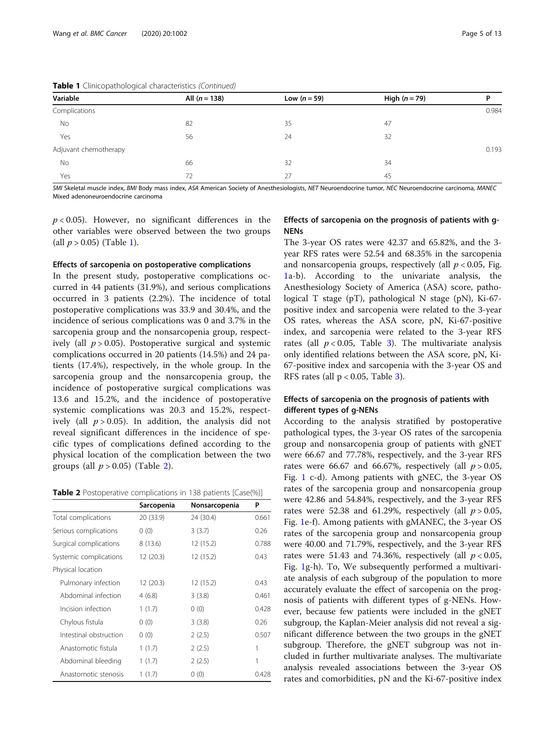**Table 1** Clinicopathological characteristics *(Continued)*

| Variable | All (*n* = 138) | Low (*n* = 59) | High (*n* = 79) | P |
|---|---|---|---|---|
| Complications | | | | 0.984 |
| No | 82 | 35 | 47 | |
| Yes | 56 | 24 | 32 | |
| Adjuvant chemotherapy | | | | 0.193 |
| No | 66 | 32 | 34 | |
| Yes | 72 | 27 | 45 | |

*SMI* Skeletal muscle index, *BMI* Body mass index, *ASA* American Society of Anesthesiologists, *NET* Neuroendocrine tumor, *NEC* Neuroendocrine carcinoma, *MANEC* Mixed adenoneuroendocrine carcinoma

$p < 0.05$). However, no significant differences in the other variables were observed between the two groups (all $p > 0.05$) (Table 1).

### Effects of sarcopenia on postoperative complications

In the present study, postoperative complications occurred in 44 patients (31.9%), and serious complications occurred in 3 patients (2.2%). The incidence of total postoperative complications was 33.9 and 30.4%, and the incidence of serious complications was 0 and 3.7% in the sarcopenia group and the nonsarcopenia group, respectively (all $p > 0.05$). Postoperative surgical and systemic complications occurred in 20 patients (14.5%) and 24 patients (17.4%), respectively, in the whole group. In the sarcopenia group and the nonsarcopenia group, the incidence of postoperative surgical complications was 13.6 and 15.2%, and the incidence of postoperative systemic complications was 20.3 and 15.2%, respectively (all $p > 0.05$). In addition, the analysis did not reveal significant differences in the incidence of specific types of complications defined according to the physical location of the complication between the two groups (all $p > 0.05$) (Table 2).

**Table 2** Postoperative complications in 138 patients [Case(%)]

| | Sarcopenia | Nonsarcopenia | P |
|---|---|---|---|
| Total complications | 20 (33.9) | 24 (30.4) | 0.661 |
| Serious complications | 0 (0) | 3 (3.7) | 0.26 |
| Surgical complications | 8 (13.6) | 12 (15.2) | 0.788 |
| Systemic complications | 12 (20.3) | 12 (15.2) | 0.43 |
| Physical location | | | |
| Pulmonary infection | 12 (20.3) | 12 (15.2) | 0.43 |
| Abdominal infection | 4 (6.8) | 3 (3.8) | 0.461 |
| Incision infection | 1 (1.7) | 0 (0) | 0.428 |
| Chylous fistula | 0 (0) | 3 (3.8) | 0.26 |
| Intestinal obstruction | 0 (0) | 2 (2.5) | 0.507 |
| Anastomotic fistula | 1 (1.7) | 2 (2.5) | 1 |
| Abdominal bleeding | 1 (1.7) | 2 (2.5) | 1 |
| Anastomotic stenosis | 1 (1.7) | 0 (0) | 0.428 |

### Effects of sarcopenia on the prognosis of patients with g-NENs

The 3-year OS rates were 42.37 and 65.82%, and the 3-year RFS rates were 52.54 and 68.35% in the sarcopenia and nonsarcopenia groups, respectively (all $p < 0.05$, Fig. 1a-b). According to the univariate analysis, the Anesthesiology Society of America (ASA) score, pathological T stage (pT), pathological N stage (pN), Ki-67-positive index and sarcopenia were related to the 3-year OS rates, whereas the ASA score, pN, Ki-67-positive index, and sarcopenia were related to the 3-year RFS rates (all $p < 0.05$, Table 3). The multivariate analysis only identified relations between the ASA score, pN, Ki-67-positive index and sarcopenia with the 3-year OS and RFS rates (all $p < 0.05$, Table 3).

### Effects of sarcopenia on the prognosis of patients with different types of g-NENs

According to the analysis stratified by postoperative pathological types, the 3-year OS rates of the sarcopenia group and nonsarcopenia group of patients with gNET were 66.67 and 77.78%, respectively, and the 3-year RFS rates were 66.67 and 66.67%, respectively (all $p > 0.05$, Fig. 1 c-d). Among patients with gNEC, the 3-year OS rates of the sarcopenia group and nonsarcopenia group were 42.86 and 54.84%, respectively, and the 3-year RFS rates were 52.38 and 61.29%, respectively (all $p > 0.05$, Fig. 1e-f). Among patients with gMANEC, the 3-year OS rates of the sarcopenia group and nonsarcopenia group were 40.00 and 71.79%, respectively, and the 3-year RFS rates were 51.43 and 74.36%, respectively (all $p < 0.05$, Fig. 1g-h). To, We subsequently performed a multivariate analysis of each subgroup of the population to more accurately evaluate the effect of sarcopenia on the prognosis of patients with different types of g-NENs. However, because few patients were included in the gNET subgroup, the Kaplan-Meier analysis did not reveal a significant difference between the two groups in the gNET subgroup. Therefore, the gNET subgroup was not included in further multivariate analyses. The multivariate analysis revealed associations between the 3-year OS rates and comorbidities, pN and the Ki-67-positive index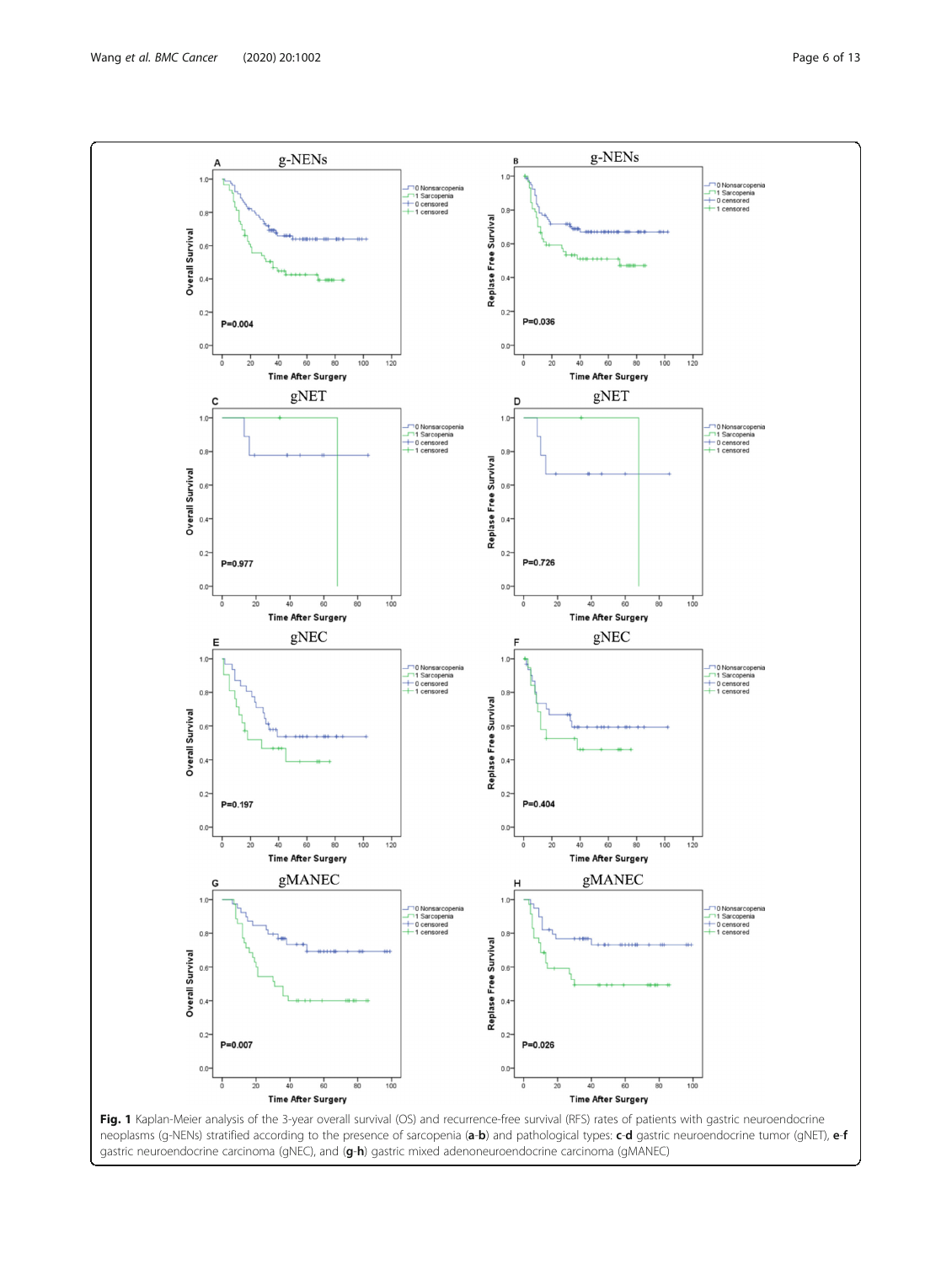**Fig. 1** Kaplan-Meier analysis of the 3-year overall survival (OS) and recurrence-free survival (RFS) rates of patients with gastric neuroendocrine neoplasms (g-NENs) stratified according to the presence of sarcopenia (**a**-**b**) and pathological types: **c**-**d** gastric neuroendocrine tumor (gNET), **e**-**f** gastric neuroendocrine carcinoma (gNEC), and (**g**-**h**) gastric mixed adenoneuroendocrine carcinoma (gMANEC)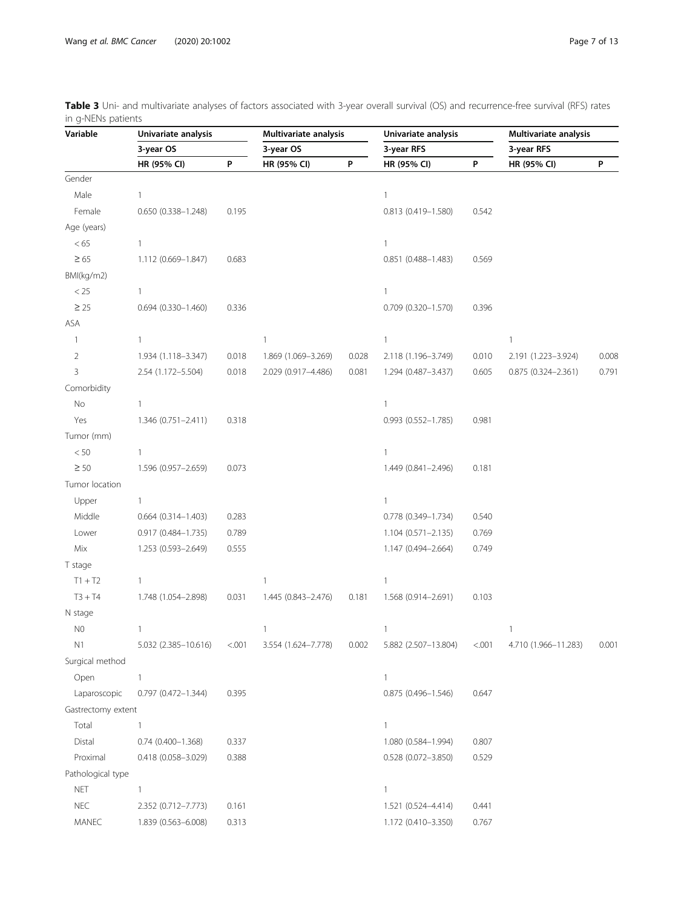**Table 3** Uni- and multivariate analyses of factors associated with 3-year overall survival (OS) and recurrence-free survival (RFS) rates in g-NENs patients

| Variable | Univariate analysis | | Multivariate analysis | | Univariate analysis | | Multivariate analysis | |
|---|---|---|---|---|---|---|---|---|
| | 3-year OS | | 3-year OS | | 3-year RFS | | 3-year RFS | |
| | HR (95% CI) | P | HR (95% CI) | P | HR (95% CI) | P | HR (95% CI) | P |
| Gender | | | | | | | | |
| Male | 1 | | | | 1 | | | |
| Female | 0.650 (0.338–1.248) | 0.195 | | | 0.813 (0.419–1.580) | 0.542 | | |
| Age (years) | | | | | | | | |
| < 65 | 1 | | | | 1 | | | |
| ≥ 65 | 1.112 (0.669–1.847) | 0.683 | | | 0.851 (0.488–1.483) | 0.569 | | |
| BMI(kg/m2) | | | | | | | | |
| < 25 | 1 | | | | 1 | | | |
| ≥ 25 | 0.694 (0.330–1.460) | 0.336 | | | 0.709 (0.320–1.570) | 0.396 | | |
| ASA | | | | | | | | |
| 1 | 1 | | 1 | | 1 | | 1 | |
| 2 | 1.934 (1.118–3.347) | 0.018 | 1.869 (1.069–3.269) | 0.028 | 2.118 (1.196–3.749) | 0.010 | 2.191 (1.223–3.924) | 0.008 |
| 3 | 2.54 (1.172–5.504) | 0.018 | 2.029 (0.917–4.486) | 0.081 | 1.294 (0.487–3.437) | 0.605 | 0.875 (0.324–2.361) | 0.791 |
| Comorbidity | | | | | | | | |
| No | 1 | | | | 1 | | | |
| Yes | 1.346 (0.751–2.411) | 0.318 | | | 0.993 (0.552–1.785) | 0.981 | | |
| Tumor (mm) | | | | | | | | |
| < 50 | 1 | | | | 1 | | | |
| ≥ 50 | 1.596 (0.957–2.659) | 0.073 | | | 1.449 (0.841–2.496) | 0.181 | | |
| Tumor location | | | | | | | | |
| Upper | 1 | | | | 1 | | | |
| Middle | 0.664 (0.314–1.403) | 0.283 | | | 0.778 (0.349–1.734) | 0.540 | | |
| Lower | 0.917 (0.484–1.735) | 0.789 | | | 1.104 (0.571–2.135) | 0.769 | | |
| Mix | 1.253 (0.593–2.649) | 0.555 | | | 1.147 (0.494–2.664) | 0.749 | | |
| T stage | | | | | | | | |
| T1 + T2 | 1 | | 1 | | 1 | | | |
| T3 + T4 | 1.748 (1.054–2.898) | 0.031 | 1.445 (0.843–2.476) | 0.181 | 1.568 (0.914–2.691) | 0.103 | | |
| N stage | | | | | | | | |
| N0 | 1 | | 1 | | 1 | | 1 | |
| N1 | 5.032 (2.385–10.616) | <.001 | 3.554 (1.624–7.778) | 0.002 | 5.882 (2.507–13.804) | <.001 | 4.710 (1.966–11.283) | 0.001 |
| Surgical method | | | | | | | | |
| Open | 1 | | | | 1 | | | |
| Laparoscopic | 0.797 (0.472–1.344) | 0.395 | | | 0.875 (0.496–1.546) | 0.647 | | |
| Gastrectomy extent | | | | | | | | |
| Total | 1 | | | | 1 | | | |
| Distal | 0.74 (0.400–1.368) | 0.337 | | | 1.080 (0.584–1.994) | 0.807 | | |
| Proximal | 0.418 (0.058–3.029) | 0.388 | | | 0.528 (0.072–3.850) | 0.529 | | |
| Pathological type | | | | | | | | |
| NET | 1 | | | | 1 | | | |
| NEC | 2.352 (0.712–7.773) | 0.161 | | | 1.521 (0.524–4.414) | 0.441 | | |
| MANEC | 1.839 (0.563–6.008) | 0.313 | | | 1.172 (0.410–3.350) | 0.767 | | |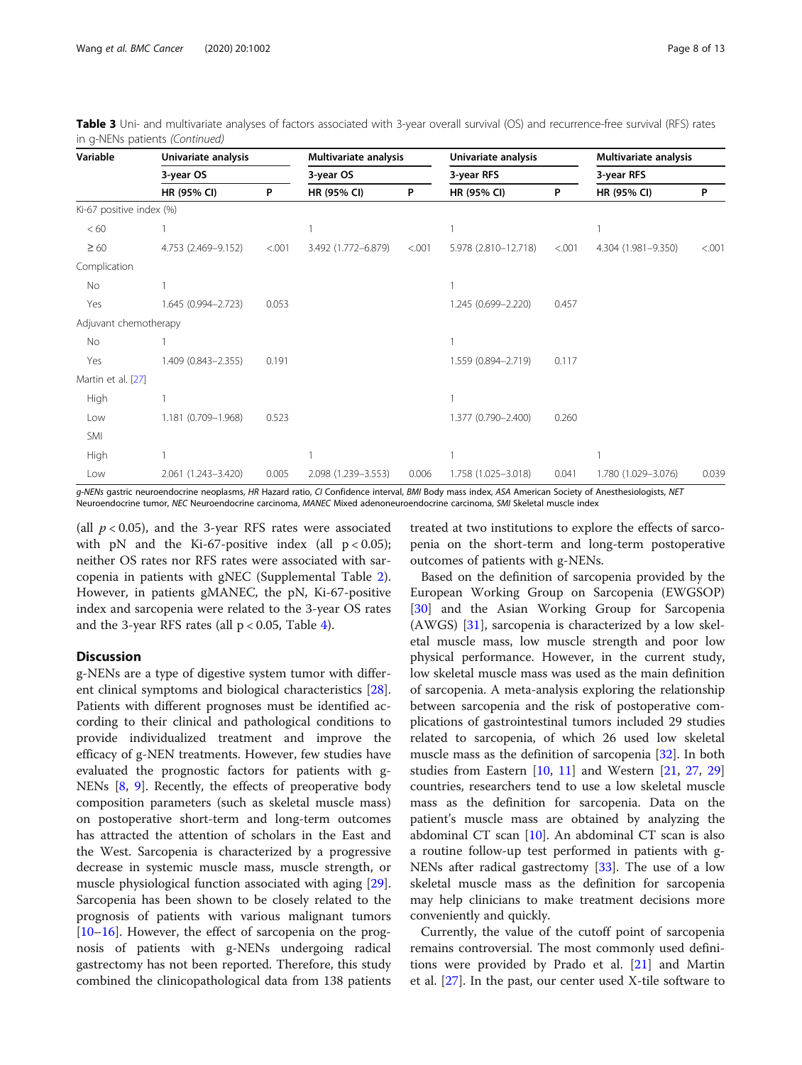**Table 3** Uni- and multivariate analyses of factors associated with 3-year overall survival (OS) and recurrence-free survival (RFS) rates in g-NENs patients *(Continued)*

| Variable | Univariate analysis | | Multivariate analysis | | Univariate analysis | | Multivariate analysis | |
|---|---|---|---|---|---|---|---|---|
| | 3-year OS | | 3-year OS | | 3-year RFS | | 3-year RFS | |
| | HR (95% CI) | P | HR (95% CI) | P | HR (95% CI) | P | HR (95% CI) | P |
| Ki-67 positive index (%) | | | | | | | | |
| < 60 | 1 | | 1 | | 1 | | 1 | |
| ≥ 60 | 4.753 (2.469–9.152) | <.001 | 3.492 (1.772–6.879) | <.001 | 5.978 (2.810–12.718) | <.001 | 4.304 (1.981–9.350) | <.001 |
| Complication | | | | | | | | |
| No | 1 | | | | 1 | | | |
| Yes | 1.645 (0.994–2.723) | 0.053 | | | 1.245 (0.699–2.220) | 0.457 | | |
| Adjuvant chemotherapy | | | | | | | | |
| No | 1 | | | | 1 | | | |
| Yes | 1.409 (0.843–2.355) | 0.191 | | | 1.559 (0.894–2.719) | 0.117 | | |
| Martin et al. [27] | | | | | | | | |
| High | 1 | | | | 1 | | | |
| Low | 1.181 (0.709–1.968) | 0.523 | | | 1.377 (0.790–2.400) | 0.260 | | |
| SMI | | | | | | | | |
| High | 1 | | 1 | | 1 | | 1 | |
| Low | 2.061 (1.243–3.420) | 0.005 | 2.098 (1.239–3.553) | 0.006 | 1.758 (1.025–3.018) | 0.041 | 1.780 (1.029–3.076) | 0.039 |

*g-NENs* gastric neuroendocrine neoplasms, *HR* Hazard ratio, *CI* Confidence interval, *BMI* Body mass index, *ASA* American Society of Anesthesiologists, *NET* Neuroendocrine tumor, *NEC* Neuroendocrine carcinoma, *MANEC* Mixed adenoneuroendocrine carcinoma, *SMI* Skeletal muscle index

(all $p < 0.05$), and the 3-year RFS rates were associated with pN and the Ki-67-positive index (all $p < 0.05$); neither OS rates nor RFS rates were associated with sarcopenia in patients with gNEC (Supplemental Table 2). However, in patients gMANEC, the pN, Ki-67-positive index and sarcopenia were related to the 3-year OS rates and the 3-year RFS rates (all $p < 0.05$, Table 4).

## Discussion

g-NENs are a type of digestive system tumor with different clinical symptoms and biological characteristics [28]. Patients with different prognoses must be identified according to their clinical and pathological conditions to provide individualized treatment and improve the efficacy of g-NEN treatments. However, few studies have evaluated the prognostic factors for patients with g-NENs [8, 9]. Recently, the effects of preoperative body composition parameters (such as skeletal muscle mass) on postoperative short-term and long-term outcomes has attracted the attention of scholars in the East and the West. Sarcopenia is characterized by a progressive decrease in systemic muscle mass, muscle strength, or muscle physiological function associated with aging [29]. Sarcopenia has been shown to be closely related to the prognosis of patients with various malignant tumors [10–16]. However, the effect of sarcopenia on the prognosis of patients with g-NENs undergoing radical gastrectomy has not been reported. Therefore, this study combined the clinicopathological data from 138 patients treated at two institutions to explore the effects of sarcopenia on the short-term and long-term postoperative outcomes of patients with g-NENs.

Based on the definition of sarcopenia provided by the European Working Group on Sarcopenia (EWGSOP) [30] and the Asian Working Group for Sarcopenia (AWGS) [31], sarcopenia is characterized by a low skeletal muscle mass, low muscle strength and poor low physical performance. However, in the current study, low skeletal muscle mass was used as the main definition of sarcopenia. A meta-analysis exploring the relationship between sarcopenia and the risk of postoperative complications of gastrointestinal tumors included 29 studies related to sarcopenia, of which 26 used low skeletal muscle mass as the definition of sarcopenia [32]. In both studies from Eastern [10, 11] and Western [21, 27, 29] countries, researchers tend to use a low skeletal muscle mass as the definition for sarcopenia. Data on the patient's muscle mass are obtained by analyzing the abdominal CT scan [10]. An abdominal CT scan is also a routine follow-up test performed in patients with g-NENs after radical gastrectomy [33]. The use of a low skeletal muscle mass as the definition for sarcopenia may help clinicians to make treatment decisions more conveniently and quickly.

Currently, the value of the cutoff point of sarcopenia remains controversial. The most commonly used definitions were provided by Prado et al. [21] and Martin et al. [27]. In the past, our center used X-tile software to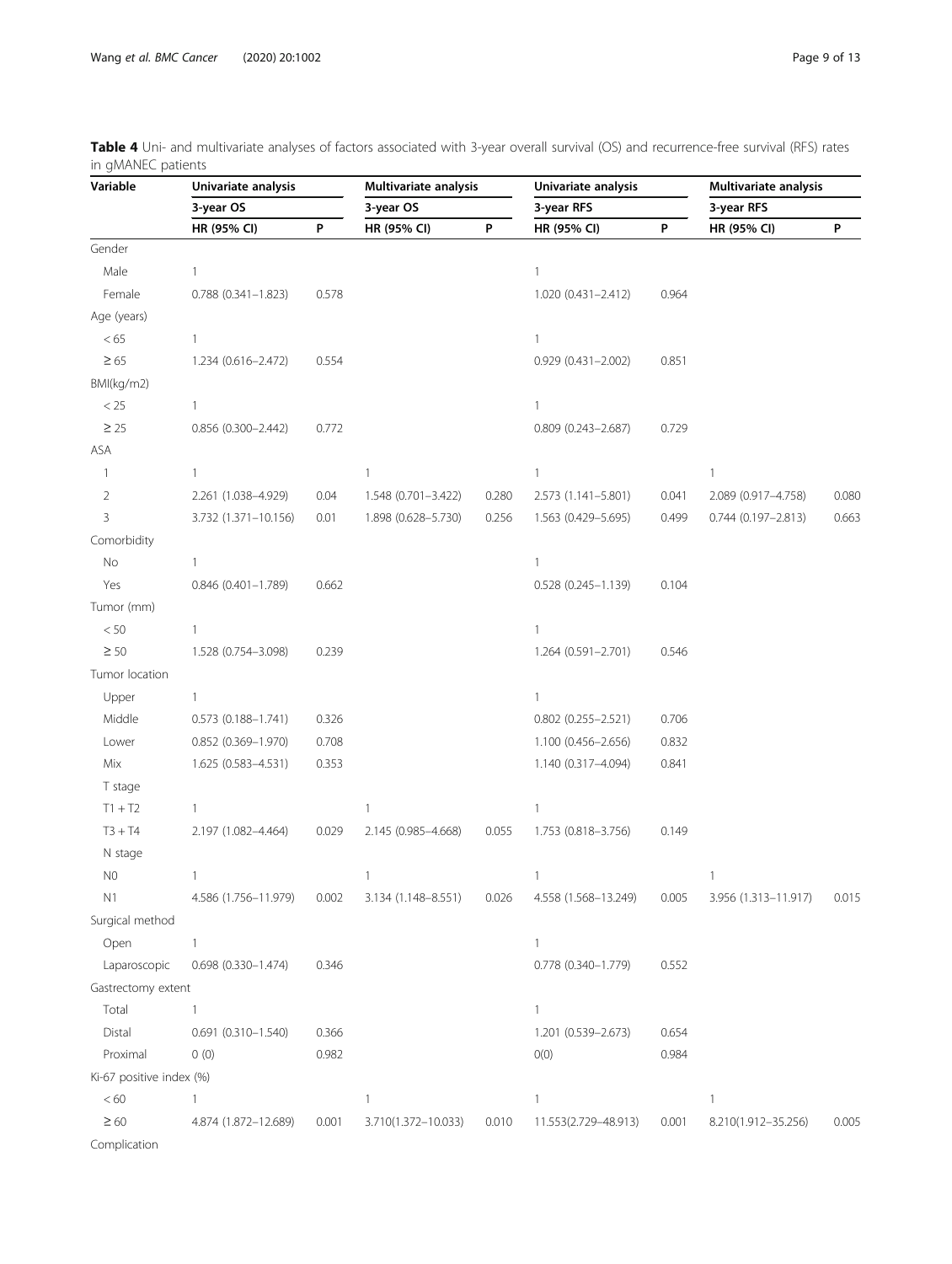**Table 4** Uni- and multivariate analyses of factors associated with 3-year overall survival (OS) and recurrence-free survival (RFS) rates in gMANEC patients

| Variable | Univariate analysis | | Multivariate analysis | | Univariate analysis | | Multivariate analysis | |
|---|---|---|---|---|---|---|---|---|
| | 3-year OS | | 3-year OS | | 3-year RFS | | 3-year RFS | |
| | HR (95% CI) | P | HR (95% CI) | P | HR (95% CI) | P | HR (95% CI) | P |
| Gender | | | | | | | | |
| Male | 1 | | | | 1 | | | |
| Female | 0.788 (0.341–1.823) | 0.578 | | | 1.020 (0.431–2.412) | 0.964 | | |
| Age (years) | | | | | | | | |
| < 65 | 1 | | | | 1 | | | |
| ≥ 65 | 1.234 (0.616–2.472) | 0.554 | | | 0.929 (0.431–2.002) | 0.851 | | |
| BMI(kg/m2) | | | | | | | | |
| < 25 | 1 | | | | 1 | | | |
| ≥ 25 | 0.856 (0.300–2.442) | 0.772 | | | 0.809 (0.243–2.687) | 0.729 | | |
| ASA | | | | | | | | |
| 1 | 1 | | 1 | | 1 | | 1 | |
| 2 | 2.261 (1.038–4.929) | 0.04 | 1.548 (0.701–3.422) | 0.280 | 2.573 (1.141–5.801) | 0.041 | 2.089 (0.917–4.758) | 0.080 |
| 3 | 3.732 (1.371–10.156) | 0.01 | 1.898 (0.628–5.730) | 0.256 | 1.563 (0.429–5.695) | 0.499 | 0.744 (0.197–2.813) | 0.663 |
| Comorbidity | | | | | | | | |
| No | 1 | | | | 1 | | | |
| Yes | 0.846 (0.401–1.789) | 0.662 | | | 0.528 (0.245–1.139) | 0.104 | | |
| Tumor (mm) | | | | | | | | |
| < 50 | 1 | | | | 1 | | | |
| ≥ 50 | 1.528 (0.754–3.098) | 0.239 | | | 1.264 (0.591–2.701) | 0.546 | | |
| Tumor location | | | | | | | | |
| Upper | 1 | | | | 1 | | | |
| Middle | 0.573 (0.188–1.741) | 0.326 | | | 0.802 (0.255–2.521) | 0.706 | | |
| Lower | 0.852 (0.369–1.970) | 0.708 | | | 1.100 (0.456–2.656) | 0.832 | | |
| Mix | 1.625 (0.583–4.531) | 0.353 | | | 1.140 (0.317–4.094) | 0.841 | | |
| T stage | | | | | | | | |
| T1 + T2 | 1 | | 1 | | 1 | | | |
| T3 + T4 | 2.197 (1.082–4.464) | 0.029 | 2.145 (0.985–4.668) | 0.055 | 1.753 (0.818–3.756) | 0.149 | | |
| N stage | | | | | | | | |
| N0 | 1 | | 1 | | 1 | | 1 | |
| N1 | 4.586 (1.756–11.979) | 0.002 | 3.134 (1.148–8.551) | 0.026 | 4.558 (1.568–13.249) | 0.005 | 3.956 (1.313–11.917) | 0.015 |
| Surgical method | | | | | | | | |
| Open | 1 | | | | 1 | | | |
| Laparoscopic | 0.698 (0.330–1.474) | 0.346 | | | 0.778 (0.340–1.779) | 0.552 | | |
| Gastrectomy extent | | | | | | | | |
| Total | 1 | | | | 1 | | | |
| Distal | 0.691 (0.310–1.540) | 0.366 | | | 1.201 (0.539–2.673) | 0.654 | | |
| Proximal | 0 (0) | 0.982 | | | 0(0) | 0.984 | | |
| Ki-67 positive index (%) | | | | | | | | |
| < 60 | 1 | | 1 | | 1 | | 1 | |
| ≥ 60 | 4.874 (1.872–12.689) | 0.001 | 3.710(1.372–10.033) | 0.010 | 11.553(2.729–48.913) | 0.001 | 8.210(1.912–35.256) | 0.005 |
| Complication | | | | | | | | |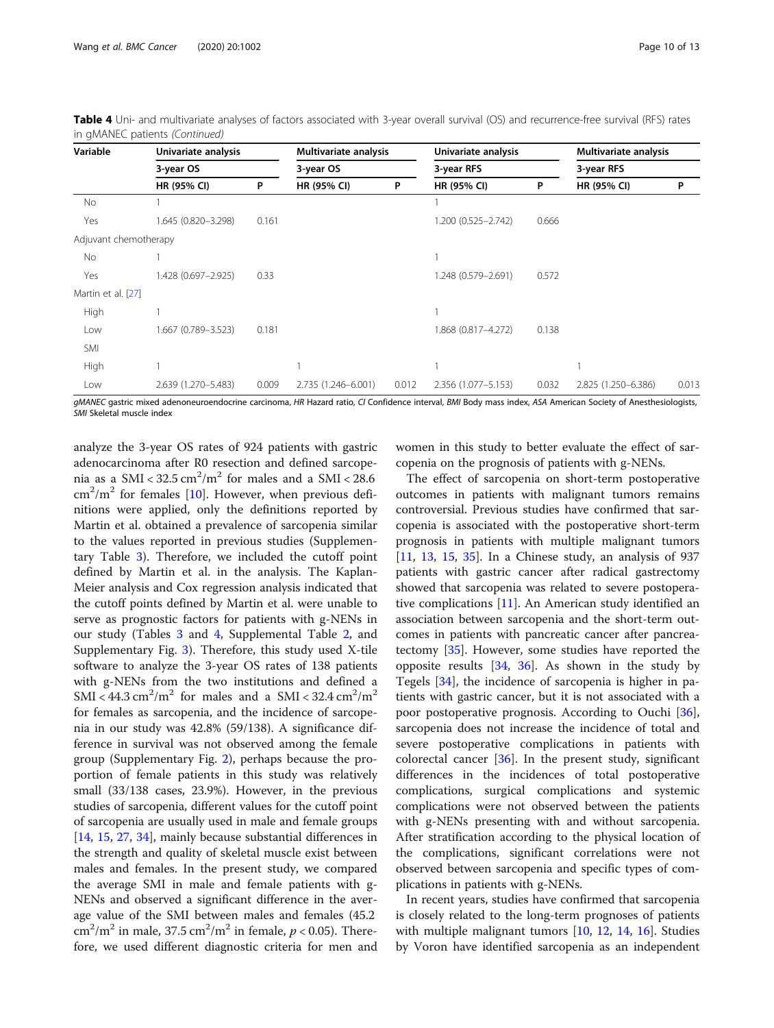**Table 4** Uni- and multivariate analyses of factors associated with 3-year overall survival (OS) and recurrence-free survival (RFS) rates in gMANEC patients *(Continued)*

| Variable | Univariate analysis | | Multivariate analysis | | Univariate analysis | | Multivariate analysis | |
|---|---|---|---|---|---|---|---|---|
| | 3-year OS | | 3-year OS | | 3-year RFS | | 3-year RFS | |
| | HR (95% CI) | P | HR (95% CI) | P | HR (95% CI) | P | HR (95% CI) | P |
| No | 1 | | | | 1 | | | |
| Yes | 1.645 (0.820–3.298) | 0.161 | | | 1.200 (0.525–2.742) | 0.666 | | |
| Adjuvant chemotherapy | | | | | | | | |
| No | 1 | | | | 1 | | | |
| Yes | 1.428 (0.697–2.925) | 0.33 | | | 1.248 (0.579–2.691) | 0.572 | | |
| Martin et al. [27] | | | | | | | | |
| High | 1 | | | | 1 | | | |
| Low | 1.667 (0.789–3.523) | 0.181 | | | 1.868 (0.817–4.272) | 0.138 | | |
| SMI | | | | | | | | |
| High | 1 | | 1 | | 1 | | 1 | |
| Low | 2.639 (1.270–5.483) | 0.009 | 2.735 (1.246–6.001) | 0.012 | 2.356 (1.077–5.153) | 0.032 | 2.825 (1.250–6.386) | 0.013 |

*gMANEC* gastric mixed adenoneuroendocrine carcinoma, *HR* Hazard ratio, *CI* Confidence interval, *BMI* Body mass index, *ASA* American Society of Anesthesiologists, *SMI* Skeletal muscle index

analyze the 3-year OS rates of 924 patients with gastric adenocarcinoma after R0 resection and defined sarcopenia as a SMI < 32.5 $cm^2/m^2$ for males and a SMI < 28.6 $cm^2/m^2$ for females [10]. However, when previous definitions were applied, only the definitions reported by Martin et al. obtained a prevalence of sarcopenia similar to the values reported in previous studies (Supplementary Table 3). Therefore, we included the cutoff point defined by Martin et al. in the analysis. The Kaplan-Meier analysis and Cox regression analysis indicated that the cutoff points defined by Martin et al. were unable to serve as prognostic factors for patients with g-NENs in our study (Tables 3 and 4, Supplemental Table 2, and Supplementary Fig. 3). Therefore, this study used X-tile software to analyze the 3-year OS rates of 138 patients with g-NENs from the two institutions and defined a SMI < 44.3 $cm^2/m^2$ for males and a SMI < 32.4 $cm^2/m^2$ for females as sarcopenia, and the incidence of sarcopenia in our study was 42.8% (59/138). A significance difference in survival was not observed among the female group (Supplementary Fig. 2), perhaps because the proportion of female patients in this study was relatively small (33/138 cases, 23.9%). However, in the previous studies of sarcopenia, different values for the cutoff point of sarcopenia are usually used in male and female groups [14, 15, 27, 34], mainly because substantial differences in the strength and quality of skeletal muscle exist between males and females. In the present study, we compared the average SMI in male and female patients with g-NENs and observed a significant difference in the average value of the SMI between males and females (45.2 $cm^2/m^2$ in male, 37.5 $cm^2/m^2$ in female, $p < 0.05$). Therefore, we used different diagnostic criteria for men and women in this study to better evaluate the effect of sarcopenia on the prognosis of patients with g-NENs.

The effect of sarcopenia on short-term postoperative outcomes in patients with malignant tumors remains controversial. Previous studies have confirmed that sarcopenia is associated with the postoperative short-term prognosis in patients with multiple malignant tumors [11, 13, 15, 35]. In a Chinese study, an analysis of 937 patients with gastric cancer after radical gastrectomy showed that sarcopenia was related to severe postoperative complications [11]. An American study identified an association between sarcopenia and the short-term outcomes in patients with pancreatic cancer after pancreatectomy [35]. However, some studies have reported the opposite results [34, 36]. As shown in the study by Tegels [34], the incidence of sarcopenia is higher in patients with gastric cancer, but it is not associated with a poor postoperative prognosis. According to Ouchi [36], sarcopenia does not increase the incidence of total and severe postoperative complications in patients with colorectal cancer [36]. In the present study, significant differences in the incidences of total postoperative complications, surgical complications and systemic complications were not observed between the patients with g-NENs presenting with and without sarcopenia. After stratification according to the physical location of the complications, significant correlations were not observed between sarcopenia and specific types of complications in patients with g-NENs.

In recent years, studies have confirmed that sarcopenia is closely related to the long-term prognoses of patients with multiple malignant tumors [10, 12, 14, 16]. Studies by Voron have identified sarcopenia as an independent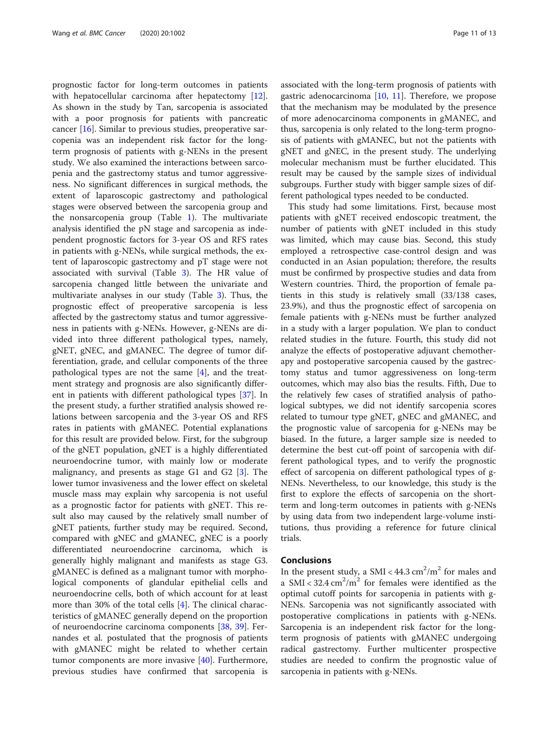prognostic factor for long-term outcomes in patients with hepatocellular carcinoma after hepatectomy [12]. As shown in the study by Tan, sarcopenia is associated with a poor prognosis for patients with pancreatic cancer [16]. Similar to previous studies, preoperative sarcopenia was an independent risk factor for the long-term prognosis of patients with g-NENs in the present study. We also examined the interactions between sarcopenia and the gastrectomy status and tumor aggressiveness. No significant differences in surgical methods, the extent of laparoscopic gastrectomy and pathological stages were observed between the sarcopenia group and the nonsarcopenia group (Table 1). The multivariate analysis identified the pN stage and sarcopenia as independent prognostic factors for 3-year OS and RFS rates in patients with g-NENs, while surgical methods, the extent of laparoscopic gastrectomy and pT stage were not associated with survival (Table 3). The HR value of sarcopenia changed little between the univariate and multivariate analyses in our study (Table 3). Thus, the prognostic effect of preoperative sarcopenia is less affected by the gastrectomy status and tumor aggressiveness in patients with g-NENs. However, g-NENs are divided into three different pathological types, namely, gNET, gNEC, and gMANEC. The degree of tumor differentiation, grade, and cellular components of the three pathological types are not the same [4], and the treatment strategy and prognosis are also significantly different in patients with different pathological types [37]. In the present study, a further stratified analysis showed relations between sarcopenia and the 3-year OS and RFS rates in patients with gMANEC. Potential explanations for this result are provided below. First, for the subgroup of the gNET population, gNET is a highly differentiated neuroendocrine tumor, with mainly low or moderate malignancy, and presents as stage G1 and G2 [3]. The lower tumor invasiveness and the lower effect on skeletal muscle mass may explain why sarcopenia is not useful as a prognostic factor for patients with gNET. This result also may caused by the relatively small number of gNET patients, further study may be required. Second, compared with gNEC and gMANEC, gNEC is a poorly differentiated neuroendocrine carcinoma, which is generally highly malignant and manifests as stage G3. gMANEC is defined as a malignant tumor with morphological components of glandular epithelial cells and neuroendocrine cells, both of which account for at least more than 30% of the total cells [4]. The clinical characteristics of gMANEC generally depend on the proportion of neuroendocrine carcinoma components [38, 39]. Fernandes et al. postulated that the prognosis of patients with gMANEC might be related to whether certain tumor components are more invasive [40]. Furthermore, previous studies have confirmed that sarcopenia is associated with the long-term prognosis of patients with gastric adenocarcinoma [10, 11]. Therefore, we propose that the mechanism may be modulated by the presence of more adenocarcinoma components in gMANEC, and thus, sarcopenia is only related to the long-term prognosis of patients with gMANEC, but not the patients with gNET and gNEC, in the present study. The underlying molecular mechanism must be further elucidated. This result may be caused by the sample sizes of individual subgroups. Further study with bigger sample sizes of different pathological types needed to be conducted.

This study had some limitations. First, because most patients with gNET received endoscopic treatment, the number of patients with gNET included in this study was limited, which may cause bias. Second, this study employed a retrospective case-control design and was conducted in an Asian population; therefore, the results must be confirmed by prospective studies and data from Western countries. Third, the proportion of female patients in this study is relatively small (33/138 cases, 23.9%), and thus the prognostic effect of sarcopenia on female patients with g-NENs must be further analyzed in a study with a larger population. We plan to conduct related studies in the future. Fourth, this study did not analyze the effects of postoperative adjuvant chemotherapy and postoperative sarcopenia caused by the gastrectomy status and tumor aggressiveness on long-term outcomes, which may also bias the results. Fifth, Due to the relatively few cases of stratified analysis of pathological subtypes, we did not identify sarcopenia scores related to tumour type gNET, gNEC and gMANEC, and the prognostic value of sarcopenia for g-NENs may be biased. In the future, a larger sample size is needed to determine the best cut-off point of sarcopenia with different pathological types, and to verify the prognostic effect of sarcopenia on different pathological types of g-NENs. Nevertheless, to our knowledge, this study is the first to explore the effects of sarcopenia on the short-term and long-term outcomes in patients with g-NENs by using data from two independent large-volume institutions, thus providing a reference for future clinical trials.

## Conclusions

In the present study, a SMI < 44.3 $cm^2/m^2$ for males and a SMI < 32.4 $cm^2/m^2$ for females were identified as the optimal cutoff points for sarcopenia in patients with g-NENs. Sarcopenia was not significantly associated with postoperative complications in patients with g-NENs. Sarcopenia is an independent risk factor for the long-term prognosis of patients with gMANEC undergoing radical gastrectomy. Further multicenter prospective studies are needed to confirm the prognostic value of sarcopenia in patients with g-NENs.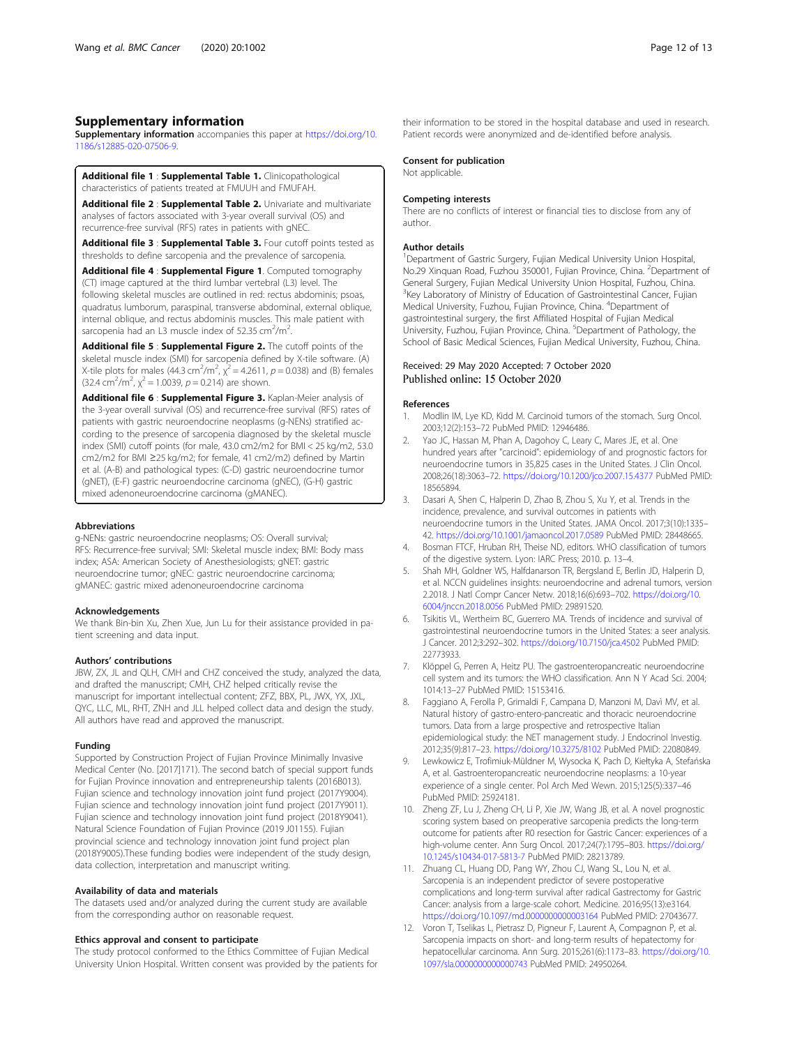## Supplementary information

**Supplementary information** accompanies this paper at https://doi.org/10.1186/s12885-020-07506-9.

**Additional file 1** : **Supplemental Table 1.** Clinicopathological characteristics of patients treated at FMUUH and FMUFAH.

**Additional file 2** : **Supplemental Table 2.** Univariate and multivariate analyses of factors associated with 3-year overall survival (OS) and recurrence-free survival (RFS) rates in patients with gNEC.

**Additional file 3** : **Supplemental Table 3.** Four cutoff points tested as thresholds to define sarcopenia and the prevalence of sarcopenia.

**Additional file 4** : **Supplemental Figure 1**. Computed tomography (CT) image captured at the third lumbar vertebral (L3) level. The following skeletal muscles are outlined in red: rectus abdominis; psoas, quadratus lumborum, paraspinal, transverse abdominal, external oblique, internal oblique, and rectus abdominis muscles. This male patient with sarcopenia had an L3 muscle index of 52.35 $cm^2/m^2$.

**Additional file 5** : **Supplemental Figure 2.** The cutoff points of the skeletal muscle index (SMI) for sarcopenia defined by X-tile software. (A) X-tile plots for males (44.3 $cm^2/m^2$, $\chi^2 = 4.2611$, $p = 0.038$) and (B) females (32.4 $cm^2/m^2$, $\chi^2 = 1.0039$, $p = 0.214$) are shown.

**Additional file 6** : **Supplemental Figure 3.** Kaplan-Meier analysis of the 3-year overall survival (OS) and recurrence-free survival (RFS) rates of patients with gastric neuroendocrine neoplasms (g-NENs) stratified according to the presence of sarcopenia diagnosed by the skeletal muscle index (SMI) cutoff points (for male, 43.0 cm2/m2 for BMI < 25 kg/m2, 53.0 cm2/m2 for BMI ≥25 kg/m2; for female, 41 cm2/m2) defined by Martin et al. (A-B) and pathological types: (C-D) gastric neuroendocrine tumor (gNET), (E-F) gastric neuroendocrine carcinoma (gNEC), (G-H) gastric mixed adenoneuroendocrine carcinoma (gMANEC).

### Abbreviations

g-NENs: gastric neuroendocrine neoplasms; OS: Overall survival; RFS: Recurrence-free survival; SMI: Skeletal muscle index; BMI: Body mass index; ASA: American Society of Anesthesiologists; gNET: gastric neuroendocrine tumor; gNEC: gastric neuroendocrine carcinoma; gMANEC: gastric mixed adenoneuroendocrine carcinoma

### Acknowledgements

We thank Bin-bin Xu, Zhen Xue, Jun Lu for their assistance provided in patient screening and data input.

### Authors' contributions

JBW, ZX, JL and QLH, CMH and CHZ conceived the study, analyzed the data, and drafted the manuscript; CMH, CHZ helped critically revise the manuscript for important intellectual content; ZFZ, BBX, PL, JWX, YX, JXL, QYC, LLC, ML, RHT, ZNH and JLL helped collect data and design the study. All authors have read and approved the manuscript.

### Funding

Supported by Construction Project of Fujian Province Minimally Invasive Medical Center (No. [2017]171). The second batch of special support funds for Fujian Province innovation and entrepreneurship talents (2016B013). Fujian science and technology innovation joint fund project (2017Y9004). Fujian science and technology innovation joint fund project (2017Y9011). Fujian science and technology innovation joint fund project (2018Y9041). Natural Science Foundation of Fujian Province (2019 J01155). Fujian provincial science and technology innovation joint fund project plan (2018Y9005).These funding bodies were independent of the study design, data collection, interpretation and manuscript writing.

### Availability of data and materials

The datasets used and/or analyzed during the current study are available from the corresponding author on reasonable request.

### Ethics approval and consent to participate

The study protocol conformed to the Ethics Committee of Fujian Medical University Union Hospital. Written consent was provided by the patients for their information to be stored in the hospital database and used in research. Patient records were anonymized and de-identified before analysis.

### Consent for publication

Not applicable.

### Competing interests

There are no conflicts of interest or financial ties to disclose from any of author.

### Author details

[1]Department of Gastric Surgery, Fujian Medical University Union Hospital, No.29 Xinquan Road, Fuzhou 350001, Fujian Province, China. [2]Department of General Surgery, Fujian Medical University Union Hospital, Fuzhou, China. [3]Key Laboratory of Ministry of Education of Gastrointestinal Cancer, Fujian Medical University, Fuzhou, Fujian Province, China. [4]Department of gastrointestinal surgery, the first Affiliated Hospital of Fujian Medical University, Fuzhou, Fujian Province, China. [5]Department of Pathology, the School of Basic Medical Sciences, Fujian Medical University, Fuzhou, China.

Received: 29 May 2020 Accepted: 7 October 2020
Published online: 15 October 2020

### References

1. Modlin IM, Lye KD, Kidd M. Carcinoid tumors of the stomach. Surg Oncol. 2003;12(2):153–72 PubMed PMID: 12946486.
2. Yao JC, Hassan M, Phan A, Dagohoy C, Leary C, Mares JE, et al. One hundred years after "carcinoid": epidemiology of and prognostic factors for neuroendocrine tumors in 35,825 cases in the United States. J Clin Oncol. 2008;26(18):3063–72. https://doi.org/10.1200/jco.2007.15.4377 PubMed PMID: 18565894.
3. Dasari A, Shen C, Halperin D, Zhao B, Zhou S, Xu Y, et al. Trends in the incidence, prevalence, and survival outcomes in patients with neuroendocrine tumors in the United States. JAMA Oncol. 2017;3(10):1335–42. https://doi.org/10.1001/jamaoncol.2017.0589 PubMed PMID: 28448665.
4. Bosman FTCF, Hruban RH, Theise ND, editors. WHO classification of tumors of the digestive system. Lyon: IARC Press; 2010. p. 13–4.
5. Shah MH, Goldner WS, Halfdanarson TR, Bergsland E, Berlin JD, Halperin D, et al. NCCN guidelines insights: neuroendocrine and adrenal tumors, version 2.2018. J Natl Compr Cancer Netw. 2018;16(6):693–702. https://doi.org/10.6004/jnccn.2018.0056 PubMed PMID: 29891520.
6. Tsikitis VL, Wertheim BC, Guerrero MA. Trends of incidence and survival of gastrointestinal neuroendocrine tumors in the United States: a seer analysis. J Cancer. 2012;3:292–302. https://doi.org/10.7150/jca.4502 PubMed PMID: 22773933.
7. Klöppel G, Perren A, Heitz PU. The gastroenteropancreatic neuroendocrine cell system and its tumors: the WHO classification. Ann N Y Acad Sci. 2004;1014:13–27 PubMed PMID: 15153416.
8. Faggiano A, Ferolla P, Grimaldi F, Campana D, Manzoni M, Davì MV, et al. Natural history of gastro-entero-pancreatic and thoracic neuroendocrine tumors. Data from a large prospective and retrospective Italian epidemiological study: the NET management study. J Endocrinol Investig. 2012;35(9):817–23. https://doi.org/10.3275/8102 PubMed PMID: 22080849.
9. Lewkowicz E, Trofimiuk-Müldner M, Wysocka K, Pach D, Kiełtyka A, Stefańska A, et al. Gastroenteropancreatic neuroendocrine neoplasms: a 10-year experience of a single center. Pol Arch Med Wewn. 2015;125(5):337–46 PubMed PMID: 25924181.
10. Zheng ZF, Lu J, Zheng CH, Li P, Xie JW, Wang JB, et al. A novel prognostic scoring system based on preoperative sarcopenia predicts the long-term outcome for patients after R0 resection for Gastric Cancer: experiences of a high-volume center. Ann Surg Oncol. 2017;24(7):1795–803. https://doi.org/10.1245/s10434-017-5813-7 PubMed PMID: 28213789.
11. Zhuang CL, Huang DD, Pang WY, Zhou CJ, Wang SL, Lou N, et al. Sarcopenia is an independent predictor of severe postoperative complications and long-term survival after radical Gastrectomy for Gastric Cancer: analysis from a large-scale cohort. Medicine. 2016;95(13):e3164. https://doi.org/10.1097/md.0000000000003164 PubMed PMID: 27043677.
12. Voron T, Tselikas L, Pietrasz D, Pigneur F, Laurent A, Compagnon P, et al. Sarcopenia impacts on short- and long-term results of hepatectomy for hepatocellular carcinoma. Ann Surg. 2015;261(6):1173–83. https://doi.org/10.1097/sla.0000000000000743 PubMed PMID: 24950264.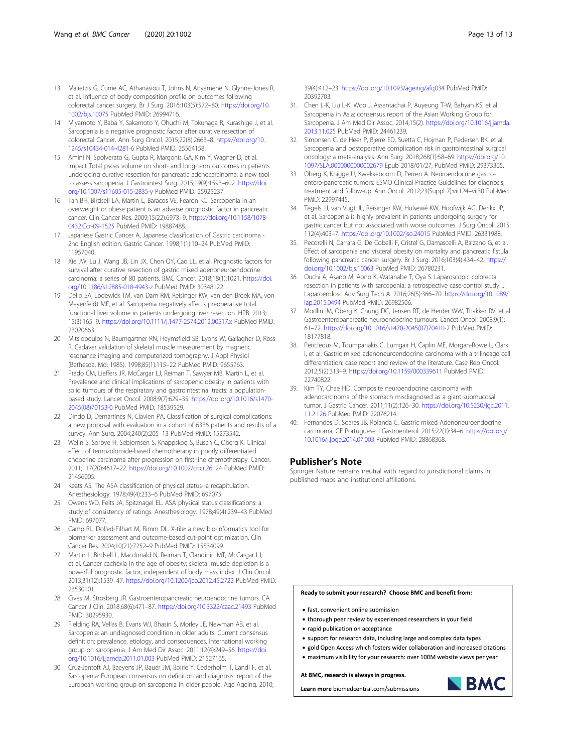13. Malietzis G, Currie AC, Athanasiou T, Johns N, Anyamene N, Glynne-Jones R, et al. Influence of body composition profile on outcomes following colorectal cancer surgery. Br J Surg. 2016;103(5):572–80. https://doi.org/10.1002/bjs.10075 PubMed PMID: 26994716.
14. Miyamoto Y, Baba Y, Sakamoto Y, Ohuchi M, Tokunaga R, Kurashige J, et al. Sarcopenia is a negative prognostic factor after curative resection of colorectal Cancer. Ann Surg Oncol. 2015;22(8):2663–8. https://doi.org/10.1245/s10434-014-4281-6 PubMed PMID: 25564158.
15. Amini N, Spolverato G, Gupta R, Margonis GA, Kim Y, Wagner D, et al. Impact Total psoas volume on short- and long-term outcomes in patients undergoing curative resection for pancreatic adenocarcinoma: a new tool to assess sarcopenia. J Gastrointest Surg. 2015;19(9):1593–602. https://doi.org/10.1007/s11605-015-2835-y PubMed PMID: 25925237.
16. Tan BH, Birdsell LA, Martin L, Baracos VE, Fearon KC. Sarcopenia in an overweight or obese patient is an adverse prognostic factor in pancreatic cancer. Clin Cancer Res. 2009;15(22):6973–9. https://doi.org/10.1158/1078-0432.Ccr-09-1525 PubMed PMID: 19887488.
17. Japanese Gastric Cancer A. Japanese classification of Gastric carcinoma - 2nd English edition. Gastric Cancer. 1998;1(1):10–24 PubMed PMID: 11957040.
18. Xie JW, Lu J, Wang JB, Lin JX, Chen QY, Cao LL, et al. Prognostic factors for survival after curative resection of gastric mixed adenoneuroendocrine carcinoma: a series of 80 patients. BMC Cancer. 2018;18(1):1021. https://doi.org/10.1186/s12885-018-4943-z PubMed PMID: 30348122.
19. Dello SA, Lodewick TM, van Dam RM, Reisinger KW, van den Broek MA, von Meyenfeldt MF, et al. Sarcopenia negatively affects preoperative total functional liver volume in patients undergoing liver resection. HPB. 2013; 15(3):165–9. https://doi.org/10.1111/j.1477-2574.2012.00517.x PubMed PMID: 23020663.
20. Mitsiopoulos N, Baumgartner RN, Heymsfield SB, Lyons W, Gallagher D, Ross R. Cadaver validation of skeletal muscle measurement by magnetic resonance imaging and computerized tomography. J Appl Physiol (Bethesda, Md: 1985). 1998;85(1):115–22 PubMed PMID: 9655763.
21. Prado CM, Lieffers JR, McCargar LJ, Reiman T, Sawyer MB, Martin L, et al. Prevalence and clinical implications of sarcopenic obesity in patients with solid tumours of the respiratory and gastrointestinal tracts: a population-based study. Lancet Oncol. 2008;9(7):629–35. https://doi.org/10.1016/s1470-2045(08)70153-0 PubMed PMID: 18539529.
22. Dindo D, Demartines N, Clavien PA. Classification of surgical complications: a new proposal with evaluation in a cohort of 6336 patients and results of a survey. Ann Surg. 2004;240(2):205–13 PubMed PMID: 15273542.
23. Welin S, Sorbye H, Sebjornsen S, Knappskog S, Busch C, Oberg K. Clinical effect of temozolomide-based chemotherapy in poorly differentiated endocrine carcinoma after progression on first-line chemotherapy. Cancer. 2011;117(20):4617–22. https://doi.org/10.1002/cncr.26124 PubMed PMID: 21456005.
24. Keats AS. The ASA classification of physical status--a recapitulation. Anesthesiology. 1978;49(4):233–6 PubMed PMID: 697075.
25. Owens WD, Felts JA, Spitznagel EL. ASA physical status classifications: a study of consistency of ratings. Anesthesiology. 1978;49(4):239–43 PubMed PMID: 697077.
26. Camp RL, Dolled-Filhart M, Rimm DL. X-tile: a new bio-informatics tool for biomarker assessment and outcome-based cut-point optimization. Clin Cancer Res. 2004;10(21):7252–9 PubMed PMID: 15534099.
27. Martin L, Birdsell L, Macdonald N, Reiman T, Clandinin MT, McCargar LJ, et al. Cancer cachexia in the age of obesity: skeletal muscle depletion is a powerful prognostic factor, independent of body mass index. J Clin Oncol. 2013;31(12):1539–47. https://doi.org/10.1200/jco.2012.45.2722 PubMed PMID: 23530101.
28. Cives M, Strosberg JR. Gastroenteropancreatic neuroendocrine tumors. CA Cancer J Clin. 2018;68(6):471–87. https://doi.org/10.3322/caac.21493 PubMed PMID: 30295930.
29. Fielding RA, Vellas B, Evans WJ, Bhasin S, Morley JE, Newman AB, et al. Sarcopenia: an undiagnosed condition in older adults. Current consensus definition: prevalence, etiology, and consequences. International working group on sarcopenia. J Am Med Dir Assoc. 2011;12(4):249–56. https://doi.org/10.1016/j.jamda.2011.01.003 PubMed PMID: 21527165.
30. Cruz-Jentoft AJ, Baeyens JP, Bauer JM, Boirie Y, Cederholm T, Landi F, et al. Sarcopenia: European consensus on definition and diagnosis: report of the European working group on sarcopenia in older people. Age Ageing. 2010; 39(4):412–23. https://doi.org/10.1093/ageing/afq034 PubMed PMID: 20392703.
31. Chen L-K, Liu L-K, Woo J, Assantachai P, Auyeung T-W, Bahyah KS, et al. Sarcopenia in Asia: consensus report of the Asian Working Group for Sarcopenia. J Am Med Dir Assoc. 2014;15(2). https://doi.org/10.1016/j.jamda.2013.11.025 PubMed PMID: 24461239.
32. Simonsen C, de Heer P, Bjerre ED, Suetta C, Hojman P, Pedersen BK, et al. Sarcopenia and postoperative complication risk in gastrointestinal surgical oncology: a meta-analysis. Ann Surg. 2018;268(1):58–69. https://doi.org/10.1097/SLA.0000000000002679 Epub 2018/01/27, PubMed PMID: 29373365.
33. Öberg K, Knigge U, Kwekkeboom D, Perren A. Neuroendocrine gastro-entero-pancreatic tumors: ESMO Clinical Practice Guidelines for diagnosis, treatment and follow-up. Ann Oncol. 2012;23(Suppl 7):vii124–vii30 PubMed PMID: 22997445.
34. Tegels JJ, van Vugt JL, Reisinger KW, Hulsewé KW, Hoofwijk AG, Derikx JP, et al. Sarcopenia is highly prevalent in patients undergoing surgery for gastric cancer but not associated with worse outcomes. J Surg Oncol. 2015; 112(4):403–7. https://doi.org/10.1002/jso.24015 PubMed PMID: 26331988.
35. Pecorelli N, Carrara G, De Cobelli F, Cristel G, Damascelli A, Balzano G, et al. Effect of sarcopenia and visceral obesity on mortality and pancreatic fistula following pancreatic cancer surgery. Br J Surg. 2016;103(4):434–42. https://doi.org/10.1002/bjs.10063 PubMed PMID: 26780231.
36. Ouchi A, Asano M, Aono K, Watanabe T, Oya S. Laparoscopic colorectal resection in patients with sarcopenia: a retrospective case-control study. J Laparoendosc Adv Surg Tech A. 2016;26(5):366–70. https://doi.org/10.1089/lap.2015.0494 PubMed PMID: 26982506.
37. Modlin IM, Oberg K, Chung DC, Jensen RT, de Herder WW, Thakker RV, et al. Gastroenteropancreatic neuroendocrine tumours. Lancet Oncol. 2008;9(1): 61–72. https://doi.org/10.1016/s1470-2045(07)70410-2 PubMed PMID: 18177818.
38. Pericleous M, Toumpanakis C, Lumgair H, Caplin ME, Morgan-Rowe L, Clark I, et al. Gastric mixed adenoneuroendocrine carcinoma with a trilineage cell differentiation: case report and review of the literature. Case Rep Oncol. 2012;5(2):313–9. https://doi.org/10.1159/000339611 PubMed PMID: 22740822.
39. Kim TY, Chae HD. Composite neuroendocrine carcinoma with adenocarcinoma of the stomach misdiagnosed as a giant submucosal tumor. J Gastric Cancer. 2011;11(2):126–30. https://doi.org/10.5230/jgc.2011.11.2.126 PubMed PMID: 22076214.
40. Fernandes D, Soares JB, Rolanda C. Gastric mixed Adenoneuroendocrine carcinoma. GE Portuguese J Gastroenterol. 2015;22(1):34–6. https://doi.org/10.1016/j.jpge.2014.07.003 PubMed PMID: 28868368.

## Publisher's Note

Springer Nature remains neutral with regard to jurisdictional claims in published maps and institutional affiliations.

**Ready to submit your research? Choose BMC and benefit from:**

- fast, convenient online submission
- thorough peer review by experienced researchers in your field
- rapid publication on acceptance
- support for research data, including large and complex data types
- gold Open Access which fosters wider collaboration and increased citations
- maximum visibility for your research: over 100M website views per year

**At BMC, research is always in progress.**

**Learn more** biomedcentral.com/submissions

BMC